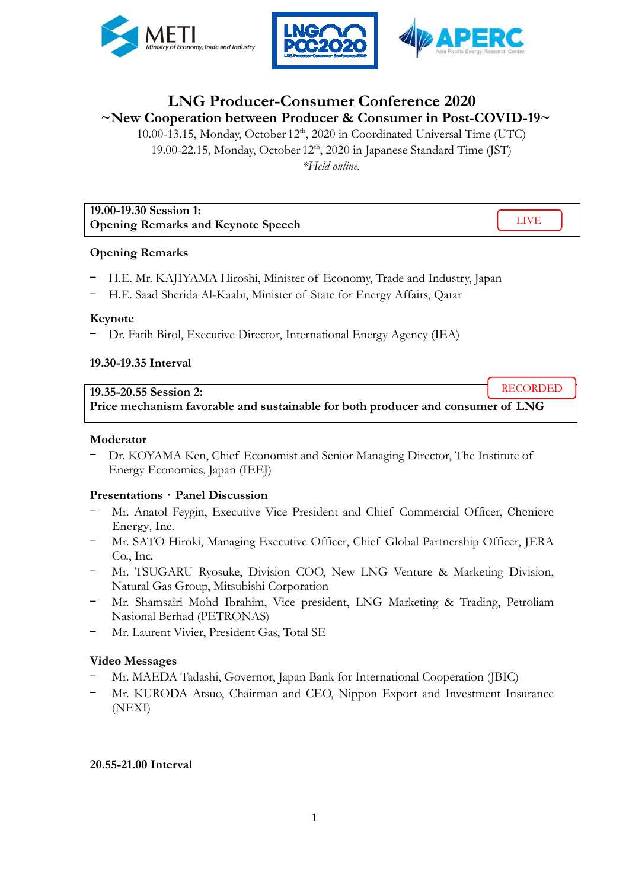# LNG Producer-Consumer Conference 2020

## ~New Cooperation between Producer & Consumer in Post-COVID-19~

10.00-13.15, Monday, October 12th, 2020 in Coordinated Universal Time (UTC)
19.00-22.15, Monday, October 12th, 2020 in Japanese Standard Time (JST)
*\*Held online.*

**19.00-19.30 Session 1:**
**Opening Remarks and Keynote Speech** LIVE

**Opening Remarks**

- H.E. Mr. KAJIYAMA Hiroshi, Minister of Economy, Trade and Industry, Japan
- H.E. Saad Sherida Al-Kaabi, Minister of State for Energy Affairs, Qatar

**Keynote**

- Dr. Fatih Birol, Executive Director, International Energy Agency (IEA)

**19.30-19.35 Interval**

**19.35-20.55 Session 2:** RECORDED
**Price mechanism favorable and sustainable for both producer and consumer of LNG**

**Moderator**

- Dr. KOYAMA Ken, Chief Economist and Senior Managing Director, The Institute of Energy Economics, Japan (IEEJ)

**Presentations・Panel Discussion**

- Mr. Anatol Feygin, Executive Vice President and Chief Commercial Officer, Cheniere Energy, Inc.
- Mr. SATO Hiroki, Managing Executive Officer, Chief Global Partnership Officer, JERA Co., Inc.
- Mr. TSUGARU Ryosuke, Division COO, New LNG Venture & Marketing Division, Natural Gas Group, Mitsubishi Corporation
- Mr. Shamsairi Mohd Ibrahim, Vice president, LNG Marketing & Trading, Petroliam Nasional Berhad (PETRONAS)
- Mr. Laurent Vivier, President Gas, Total SE

**Video Messages**

- Mr. MAEDA Tadashi, Governor, Japan Bank for International Cooperation (JBIC)
- Mr. KURODA Atsuo, Chairman and CEO, Nippon Export and Investment Insurance (NEXI)

**20.55-21.00 Interval**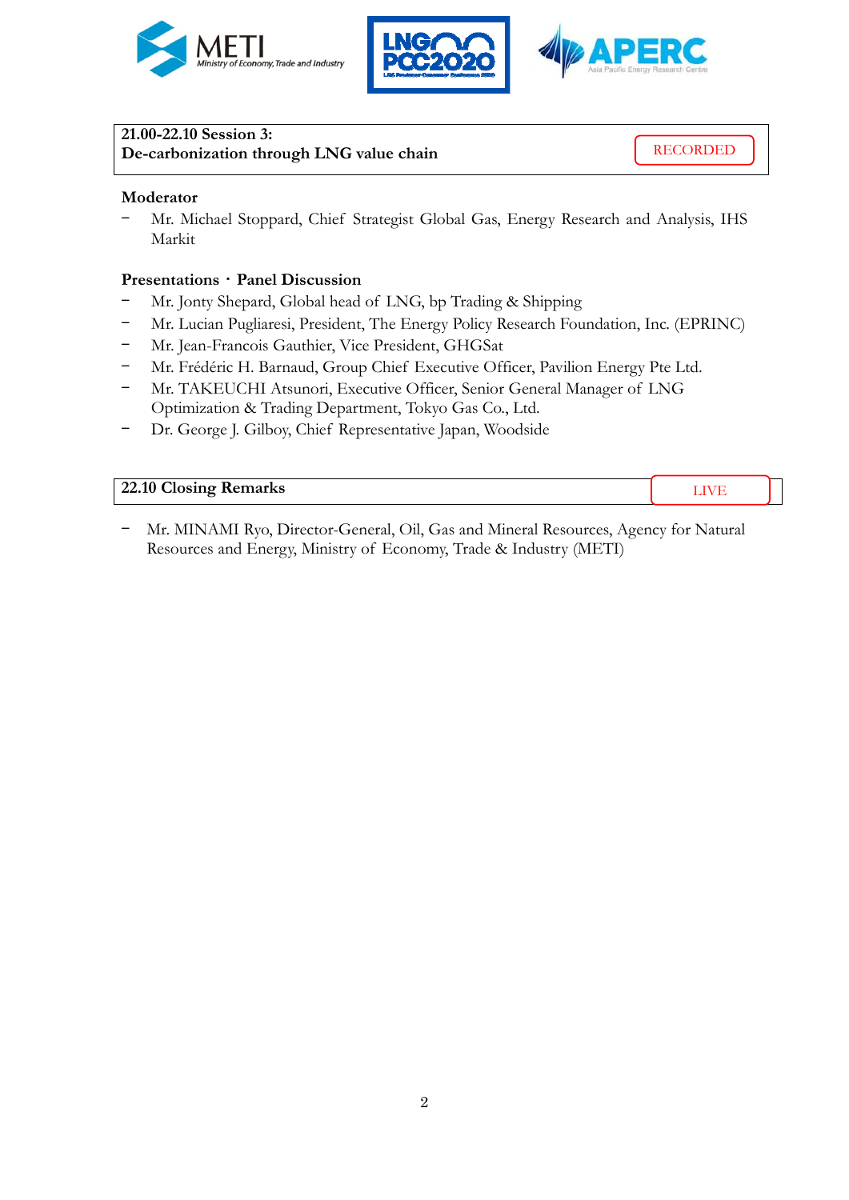**21.00-22.10 Session 3:**
**De-carbonization through LNG value chain** RECORDED

**Moderator**

- Mr. Michael Stoppard, Chief Strategist Global Gas, Energy Research and Analysis, IHS Markit

**Presentations・Panel Discussion**

- Mr. Jonty Shepard, Global head of LNG, bp Trading & Shipping
- Mr. Lucian Pugliaresi, President, The Energy Policy Research Foundation, Inc. (EPRINC)
- Mr. Jean-Francois Gauthier, Vice President, GHGSat
- Mr. Frédéric H. Barnaud, Group Chief Executive Officer, Pavilion Energy Pte Ltd.
- Mr. TAKEUCHI Atsunori, Executive Officer, Senior General Manager of LNG Optimization & Trading Department, Tokyo Gas Co., Ltd.
- Dr. George J. Gilboy, Chief Representative Japan, Woodside

**22.10 Closing Remarks** LIVE

- Mr. MINAMI Ryo, Director-General, Oil, Gas and Mineral Resources, Agency for Natural Resources and Energy, Ministry of Economy, Trade & Industry (METI)